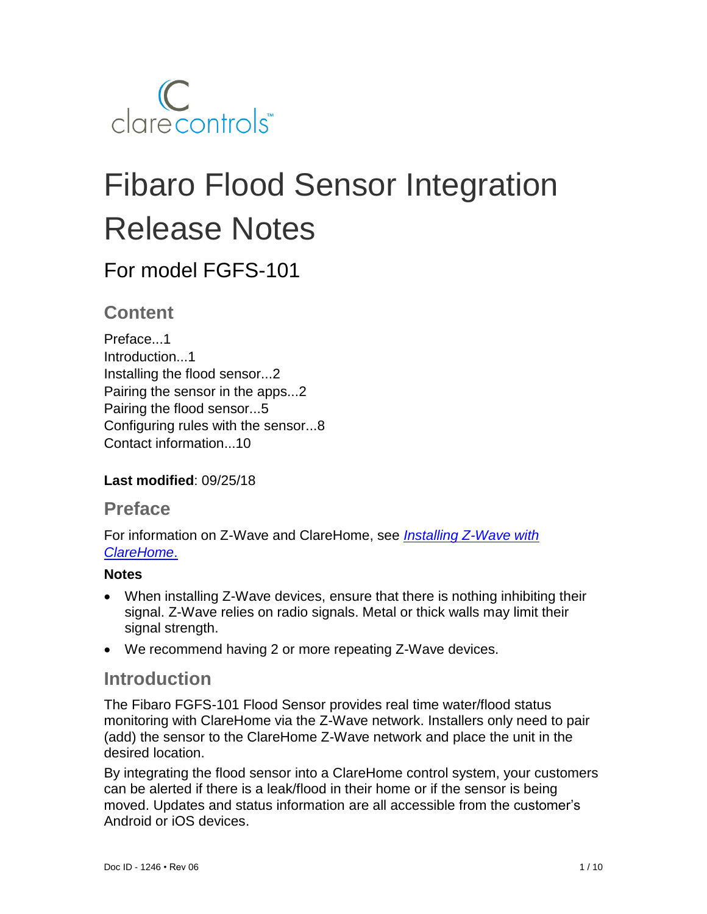clarecontrols™

# Fibaro Flood Sensor Integration Release Notes

## For model FGFS-101

### Content

Preface...1
Introduction...1
Installing the flood sensor...2
Pairing the sensor in the apps...2
Pairing the flood sensor...5
Configuring rules with the sensor...8
Contact information...10

**Last modified**: 09/25/18

### Preface

For information on Z-Wave and ClareHome, see *Installing Z-Wave with ClareHome*.

**Notes**

- When installing Z-Wave devices, ensure that there is nothing inhibiting their signal. Z-Wave relies on radio signals. Metal or thick walls may limit their signal strength.
- We recommend having 2 or more repeating Z-Wave devices.

### Introduction

The Fibaro FGFS-101 Flood Sensor provides real time water/flood status monitoring with ClareHome via the Z-Wave network. Installers only need to pair (add) the sensor to the ClareHome Z-Wave network and place the unit in the desired location.

By integrating the flood sensor into a ClareHome control system, your customers can be alerted if there is a leak/flood in their home or if the sensor is being moved. Updates and status information are all accessible from the customer's Android or iOS devices.

Doc ID - 1246 • Rev 06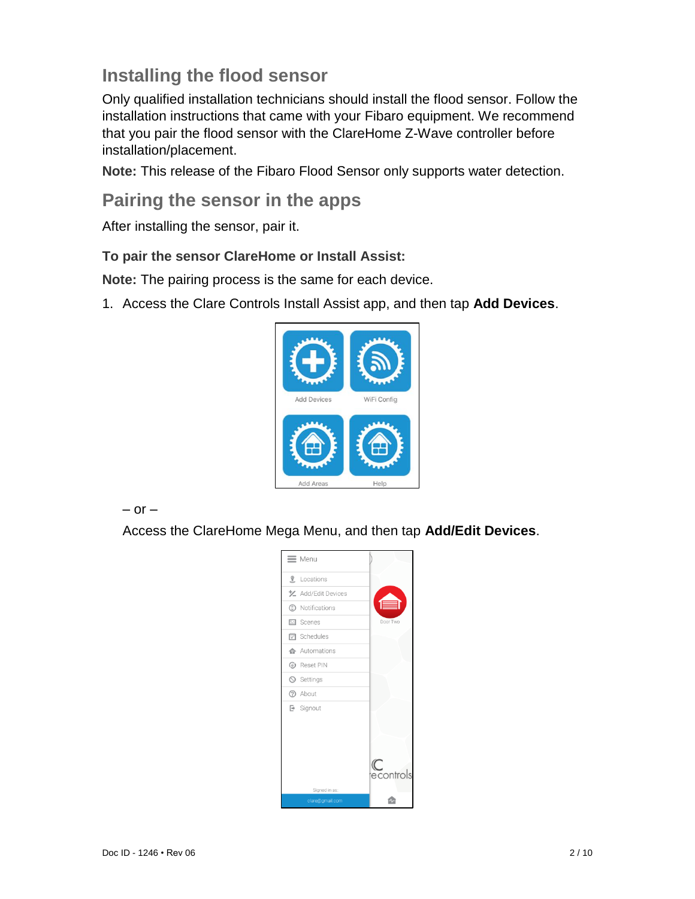## Installing the flood sensor

Only qualified installation technicians should install the flood sensor. Follow the installation instructions that came with your Fibaro equipment. We recommend that you pair the flood sensor with the ClareHome Z-Wave controller before installation/placement.

**Note:** This release of the Fibaro Flood Sensor only supports water detection.

## Pairing the sensor in the apps

After installing the sensor, pair it.

**To pair the sensor ClareHome or Install Assist:**

**Note:** The pairing process is the same for each device.

1. Access the Clare Controls Install Assist app, and then tap **Add Devices**.

   – or –

   Access the ClareHome Mega Menu, and then tap **Add/Edit Devices**.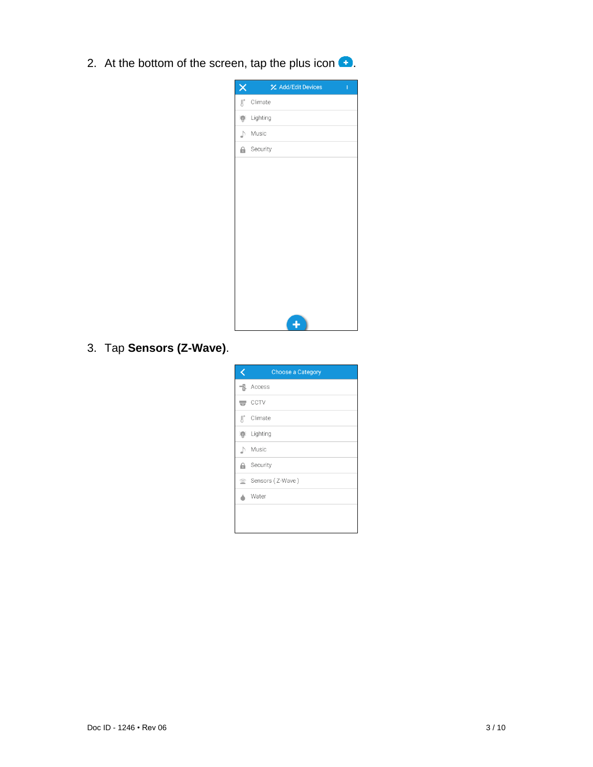2. At the bottom of the screen, tap the plus icon.

3. Tap **Sensors (Z-Wave)**.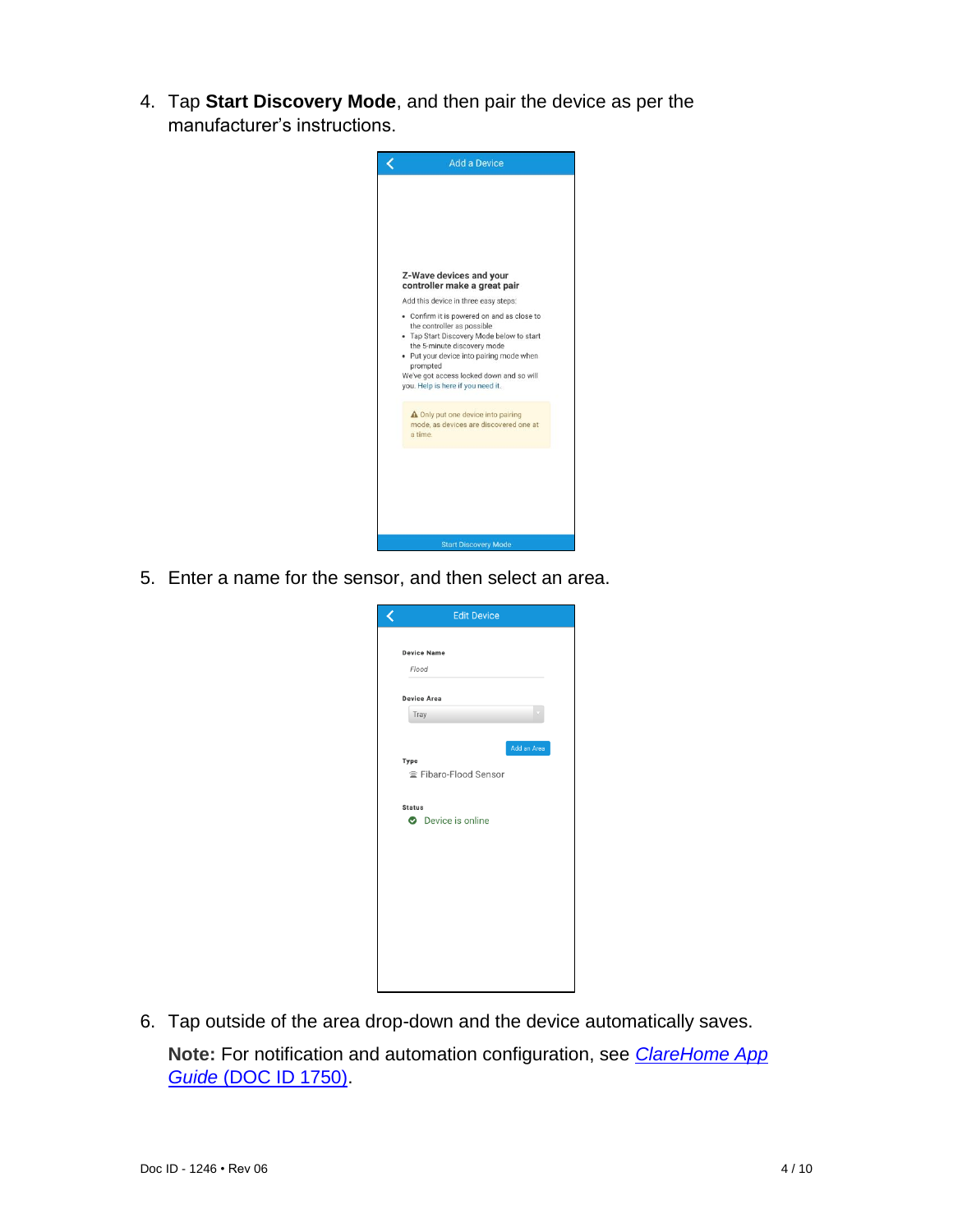4. Tap **Start Discovery Mode**, and then pair the device as per the manufacturer's instructions.

5. Enter a name for the sensor, and then select an area.

6. Tap outside of the area drop-down and the device automatically saves.

   **Note:** For notification and automation configuration, see *ClareHome App Guide* (DOC ID 1750).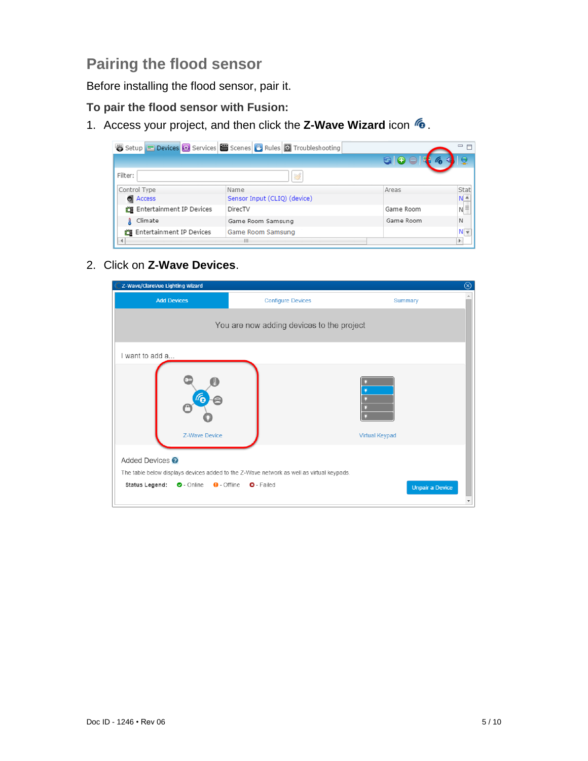## Pairing the flood sensor

Before installing the flood sensor, pair it.

### To pair the flood sensor with Fusion:

1. Access your project, and then click the **Z-Wave Wizard** icon .

2. Click on **Z-Wave Devices**.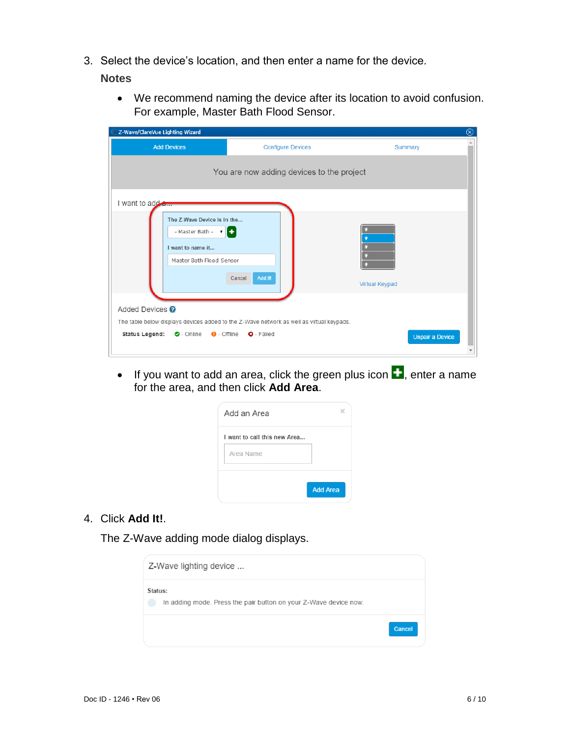3. Select the device's location, and then enter a name for the device.

   **Notes**

   - We recommend naming the device after its location to avoid confusion. For example, Master Bath Flood Sensor.

   - If you want to add an area, click the green plus icon, enter a name for the area, and then click **Add Area**.

4. Click **Add It!**.

   The Z-Wave adding mode dialog displays.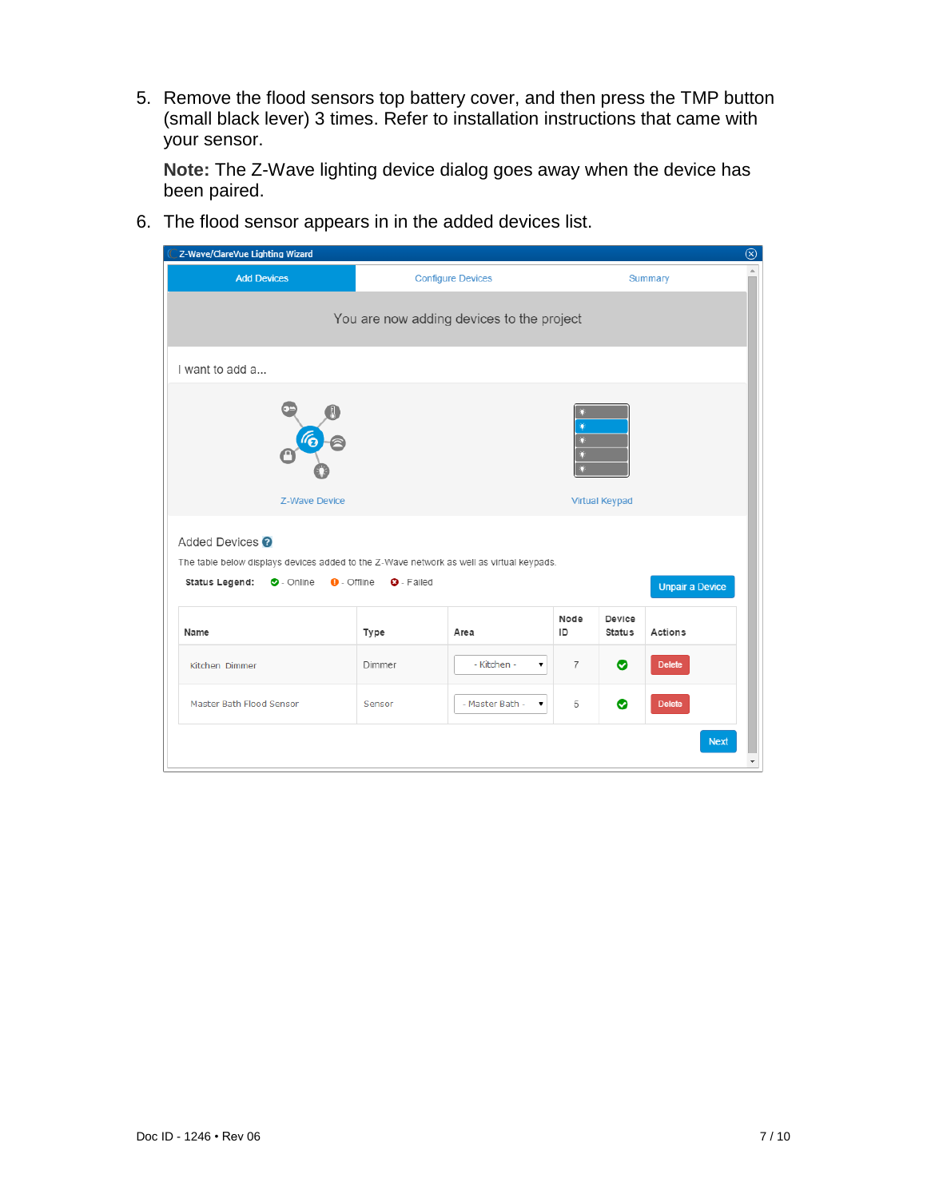5. Remove the flood sensors top battery cover, and then press the TMP button (small black lever) 3 times. Refer to installation instructions that came with your sensor.

   **Note:** The Z-Wave lighting device dialog goes away when the device has been paired.

6. The flood sensor appears in in the added devices list.

Z-Wave/ClareVue Lighting Wizard

Add Devices | Configure Devices | Summary

You are now adding devices to the project

I want to add a...

Z-Wave Device

Virtual Keypad

Added Devices

The table below displays devices added to the Z-Wave network as well as virtual keypads.

**Status Legend:** - Online - Offline - Failed

Unpair a Device

| Name | Type | Area | Node ID | Device Status | Actions |
|---|---|---|---|---|---|
| Kitchen Dimmer | Dimmer | - Kitchen - | 7 | Online | Delete |
| Master Bath Flood Sensor | Sensor | - Master Bath - | 5 | Online | Delete |

Next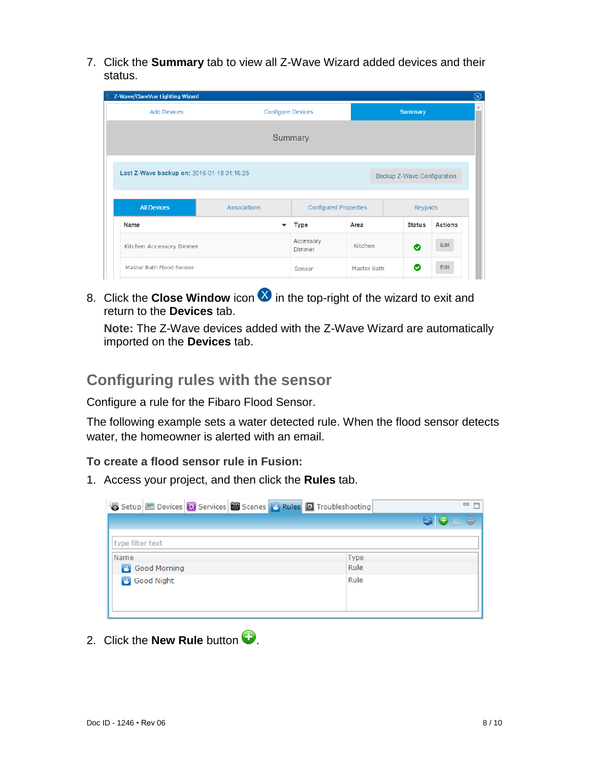7. Click the **Summary** tab to view all Z-Wave Wizard added devices and their status.

8. Click the **Close Window** icon in the top-right of the wizard to exit and return to the **Devices** tab.

   **Note:** The Z-Wave devices added with the Z-Wave Wizard are automatically imported on the **Devices** tab.

## Configuring rules with the sensor

Configure a rule for the Fibaro Flood Sensor.

The following example sets a water detected rule. When the flood sensor detects water, the homeowner is alerted with an email.

### To create a flood sensor rule in Fusion:

1. Access your project, and then click the **Rules** tab.

2. Click the **New Rule** button.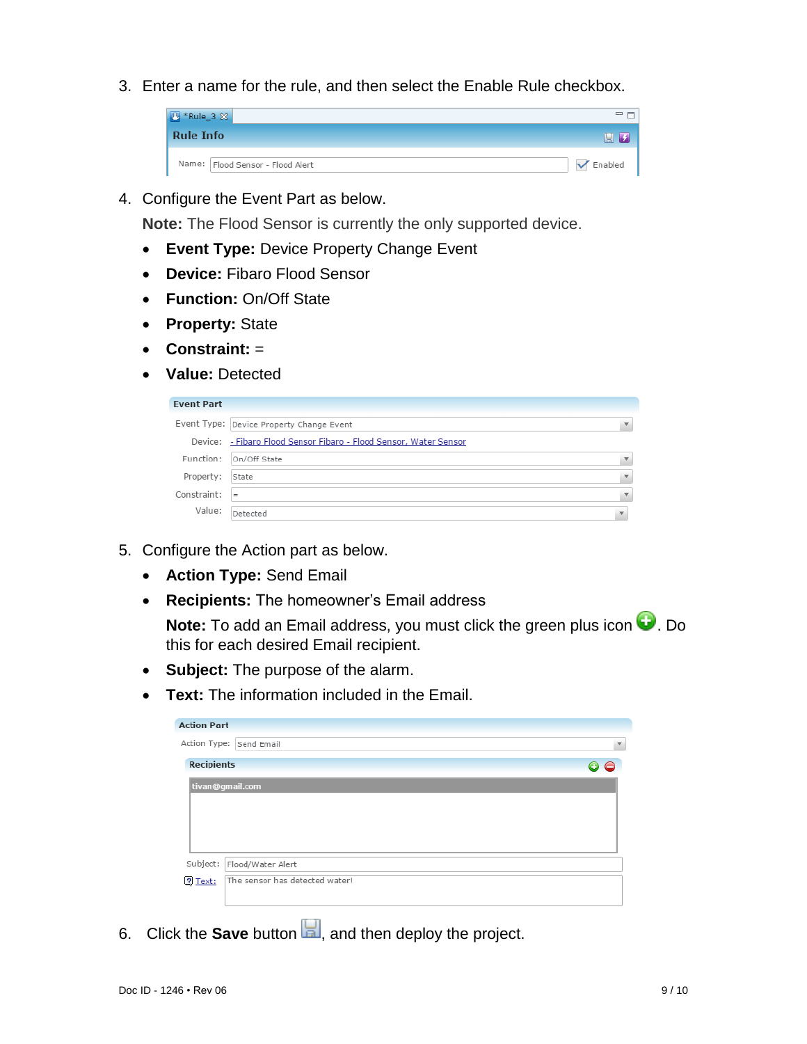3. Enter a name for the rule, and then select the Enable Rule checkbox.

4. Configure the Event Part as below.

   **Note:** The Flood Sensor is currently the only supported device.

   - **Event Type:** Device Property Change Event
   - **Device:** Fibaro Flood Sensor
   - **Function:** On/Off State
   - **Property:** State
   - **Constraint:** =
   - **Value:** Detected

5. Configure the Action part as below.

   - **Action Type:** Send Email
   - **Recipients:** The homeowner's Email address

     **Note:** To add an Email address, you must click the green plus icon. Do this for each desired Email recipient.
   - **Subject:** The purpose of the alarm.
   - **Text:** The information included in the Email.

6. Click the **Save** button, and then deploy the project.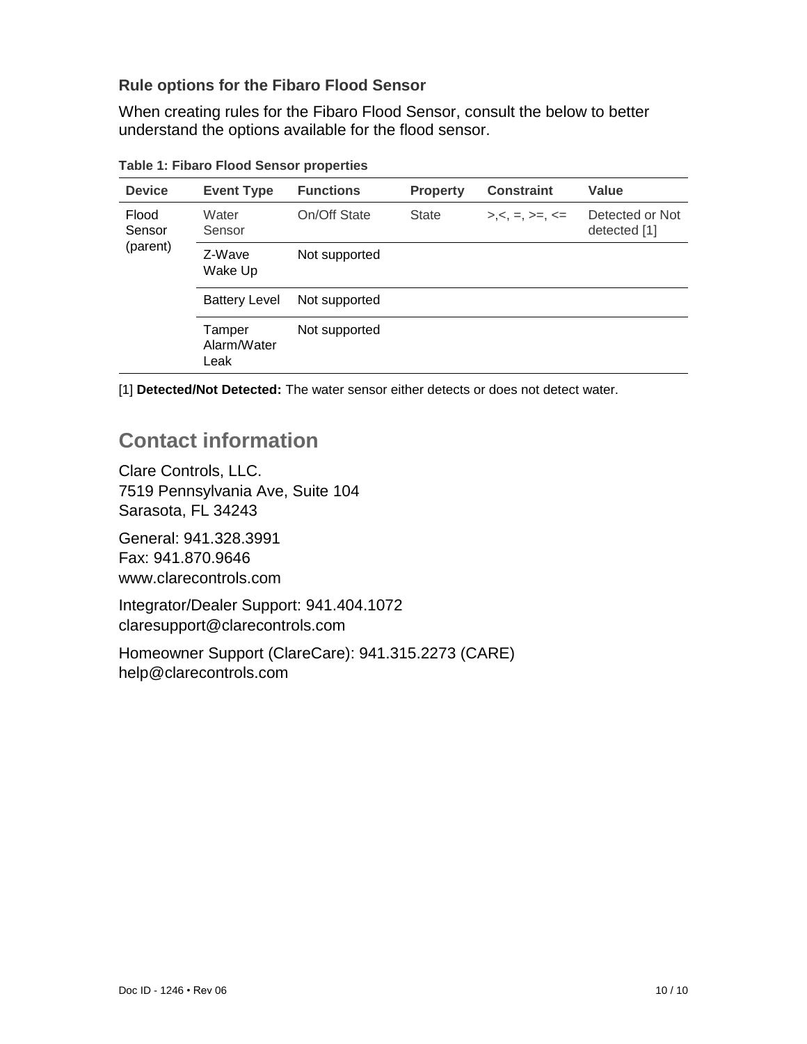### Rule options for the Fibaro Flood Sensor

When creating rules for the Fibaro Flood Sensor, consult the below to better understand the options available for the flood sensor.

**Table 1: Fibaro Flood Sensor properties**

| Device | Event Type | Functions | Property | Constraint | Value |
|---|---|---|---|---|---|
| Flood Sensor (parent) | Water Sensor | On/Off State | State | >,<, =, >=, <= | Detected or Not detected [1] |
| | Z-Wave Wake Up | Not supported | | | |
| | Battery Level | Not supported | | | |
| | Tamper Alarm/Water Leak | Not supported | | | |

[1] **Detected/Not Detected:** The water sensor either detects or does not detect water.

## Contact information

Clare Controls, LLC.
7519 Pennsylvania Ave, Suite 104
Sarasota, FL 34243

General: 941.328.3991
Fax: 941.870.9646
www.clarecontrols.com

Integrator/Dealer Support: 941.404.1072
claresupport@clarecontrols.com

Homeowner Support (ClareCare): 941.315.2273 (CARE)
help@clarecontrols.com